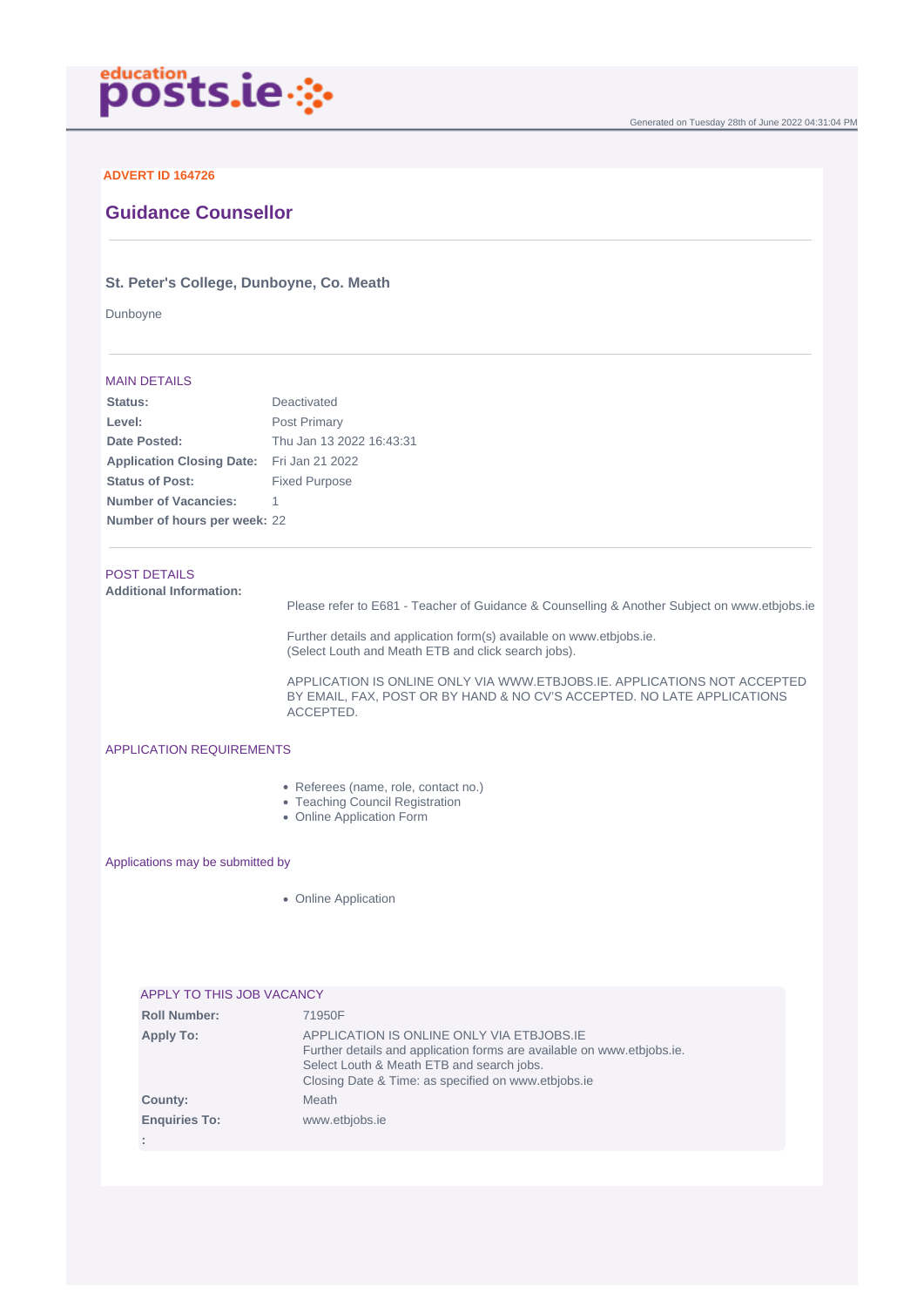educationposts.ie

Generated on Tuesday 28th of June 2022 04:31:04 PM

**ADVERT ID 164726**

## Guidance Counsellor

### St. Peter's College, Dunboyne, Co. Meath

Dunboyne

#### MAIN DETAILS

| | |
|---|---|
| **Status:** | Deactivated |
| **Level:** | Post Primary |
| **Date Posted:** | Thu Jan 13 2022 16:43:31 |
| **Application Closing Date:** | Fri Jan 21 2022 |
| **Status of Post:** | Fixed Purpose |
| **Number of Vacancies:** | 1 |
| **Number of hours per week:** | 22 |

#### POST DETAILS

**Additional Information:**

Please refer to E681 - Teacher of Guidance & Counselling & Another Subject on www.etbjobs.ie

Further details and application form(s) available on www.etbjobs.ie.
(Select Louth and Meath ETB and click search jobs).

APPLICATION IS ONLINE ONLY VIA WWW.ETBJOBS.IE. APPLICATIONS NOT ACCEPTED BY EMAIL, FAX, POST OR BY HAND & NO CV'S ACCEPTED. NO LATE APPLICATIONS ACCEPTED.

#### APPLICATION REQUIREMENTS

- Referees (name, role, contact no.)
- Teaching Council Registration
- Online Application Form

#### Applications may be submitted by

- Online Application

#### APPLY TO THIS JOB VACANCY

| | |
|---|---|
| **Roll Number:** | 71950F |
| **Apply To:** | APPLICATION IS ONLINE ONLY VIA ETBJOBS.IE<br>Further details and application forms are available on www.etbjobs.ie.<br>Select Louth & Meath ETB and search jobs.<br>Closing Date & Time: as specified on www.etbjobs.ie |
| **County:** | Meath |
| **Enquiries To:** | www.etbjobs.ie |
| **:** | |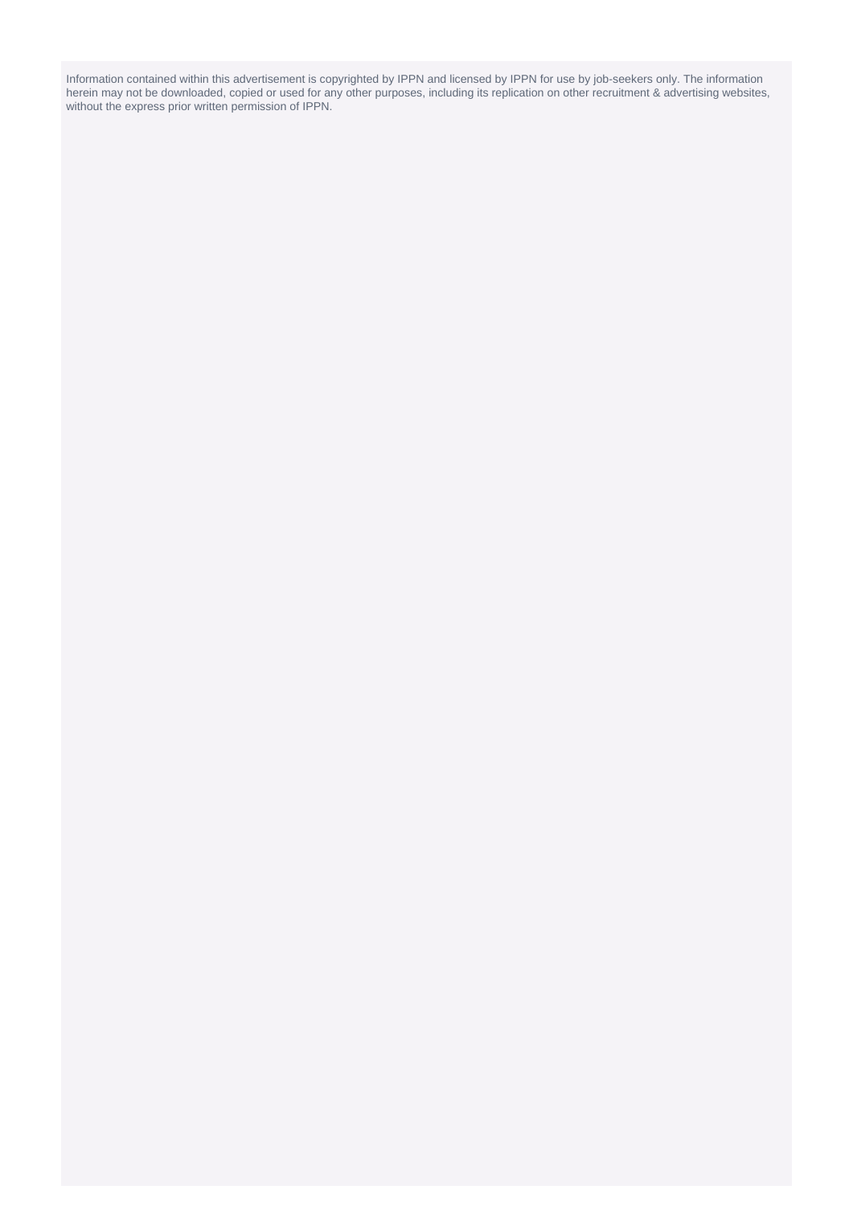Information contained within this advertisement is copyrighted by IPPN and licensed by IPPN for use by job-seekers only. The information herein may not be downloaded, copied or used for any other purposes, including its replication on other recruitment & advertising websites, without the express prior written permission of IPPN.